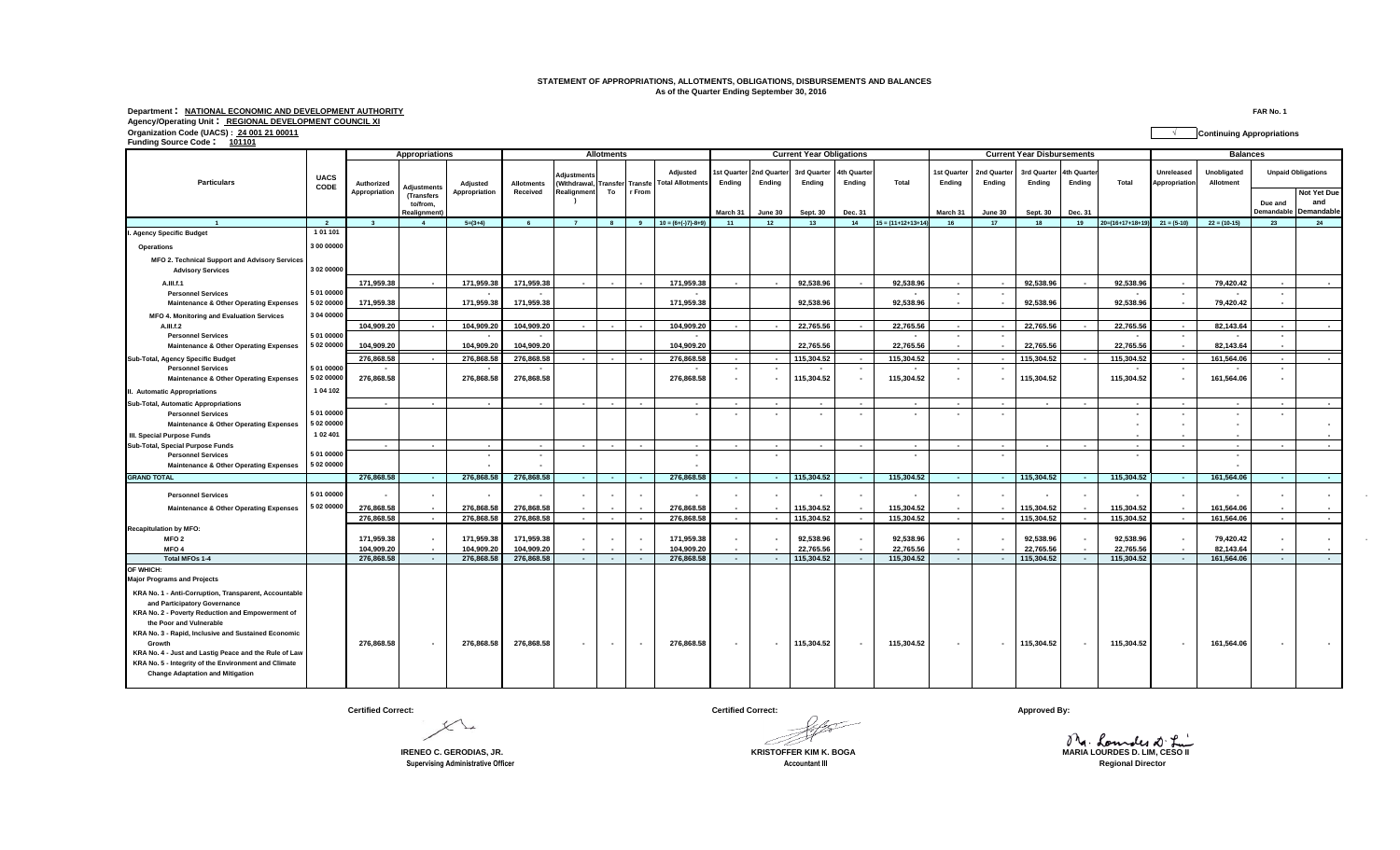# STATEMENT OF APPROPRIATIONS, ALLOTMENTS, OBLIGATIONS, DISBURSEMENTS AND BALANCES
As of the Quarter Ending September 30, 2016

**Department : NATIONAL ECONOMIC AND DEVELOPMENT AUTHORITY**
**Agency/Operating Unit : REGIONAL DEVELOPMENT COUNCIL XI**
**Organization Code (UACS) : 24 001 21 00011**
**Funding Source Code : 101101**

FAR No. 1

√ Continuing Appropriations

| Particulars | UACS CODE | Appropriations | | | Allotments | | | | | Current Year Obligations | | | | | Current Year Disbursements | | | | | Balances | | | |
|---|---|---|---|---|---|---|---|---|---|---|---|---|---|---|---|---|---|---|---|---|---|---|---|
| | | Authorized Appropriation | Adjustments (Transfers to/from, Realignment) | Adjusted Appropriation | Allotments Received | Adjustments (Withdrawal, Realignment) | Transfer To | Transfer From | Adjusted Total Allotments | 1st Quarter Ending March 31 | 2nd Quarter Ending June 30 | 3rd Quarter Ending Sept. 30 | 4th Quarter Ending Dec. 31 | Total | 1st Quarter Ending March 31 | 2nd Quarter Ending June 30 | 3rd Quarter Ending Sept. 30 | 4th Quarter Ending Dec. 31 | Total | Unreleased Appropriation | Unobligated Allotment | Unpaid Obligations Due and Demandable | Unpaid Obligations Not Yet Due and Demandable |
| 1 | 2 | 3 | 4 | 5=(3+4) | 6 | 7 | 8 | 9 | 10 = (6+(-)7)-8+9) | 11 | 12 | 13 | 14 | 15 = (11+12+13+14) | 16 | 17 | 18 | 19 | 20=(16+17+18+19) | 21 = (5-10) | 22 = (10-15) | 23 | 24 |
| I. Agency Specific Budget | 1 01 101 | | | | | | | | | | | | | | | | | | | | | | |
| Operations | 3 00 00000 | | | | | | | | | | | | | | | | | | | | | | |
| MFO 2. Technical Support and Advisory Services | | | | | | | | | | | | | | | | | | | | | | | |
| Advisory Services | 3 02 00000 | | | | | | | | | | | | | | | | | | | | | | |
| A.III.f.1 | | 171,959.38 | - | 171,959.38 | 171,959.38 | - | - | - | 171,959.38 | - | - | 92,538.96 | - | 92,538.96 | - | - | 92,538.96 | - | 92,538.96 | - | 79,420.42 | - | - |
| Personnel Services | 5 01 00000 | | | - | - | | | | - | | | | | - | - | - | | | - | - | - | - | |
| Maintenance & Other Operating Expenses | 5 02 00000 | 171,959.38 | | 171,959.38 | 171,959.38 | | | | 171,959.38 | | | 92,538.96 | | 92,538.96 | - | - | 92,538.96 | | 92,538.96 | - | 79,420.42 | - | |
| MFO 4. Monitoring and Evaluation Services | 3 04 00000 | | | | | | | | | | | | | | | | | | | | | | |
| A.III.f.2 | | 104,909.20 | - | 104,909.20 | 104,909.20 | - | - | - | 104,909.20 | - | - | 22,765.56 | - | 22,765.56 | - | - | 22,765.56 | - | 22,765.56 | - | 82,143.64 | - | - |
| Personnel Services | 5 01 00000 | | | - | - | | | | - | | | | | - | - | - | | | - | - | - | - | |
| Maintenance & Other Operating Expenses | 5 02 00000 | 104,909.20 | | 104,909.20 | 104,909.20 | | | | 104,909.20 | | | 22,765.56 | | 22,765.56 | - | - | 22,765.56 | | 22,765.56 | - | 82,143.64 | - | |
| Sub-Total, Agency Specific Budget | | 276,868.58 | - | 276,868.58 | 276,868.58 | - | - | - | 276,868.58 | - | - | 115,304.52 | - | 115,304.52 | - | - | 115,304.52 | - | 115,304.52 | - | 161,564.06 | - | - |
| Personnel Services | 5 01 00000 | - | | - | - | | | | - | - | - | - | - | - | - | - | | | - | - | - | - | |
| Maintenance & Other Operating Expenses | 5 02 00000 | 276,868.58 | | 276,868.58 | 276,868.58 | | | | 276,868.58 | - | - | 115,304.52 | - | 115,304.52 | - | - | 115,304.52 | | 115,304.52 | - | 161,564.06 | - | |
| II. Automatic Appropriations | 1 04 102 | | | | | | | | | | | | | | | | | | | | | | |
| Sub-Total, Automatic Appropriations | | - | - | - | - | - | - | - | - | - | - | - | - | - | - | - | - | - | - | - | - | - | - |
| Personnel Services | 5 01 00000 | | | | | | | | - | - | - | - | - | - | - | - | | | - | - | - | - | |
| Maintenance & Other Operating Expenses | 5 02 00000 | | | | | | | | | | | | | | | | | | - | - | - | | - |
| III. Special Purpose Funds | 1 02 401 | | | | | | | | | | | | | | | | | | - | - | - | | - |
| Sub-Total, Special Purpose Funds | | - | - | - | - | - | - | - | - | - | - | - | - | - | - | - | - | - | - | - | - | - | - |
| Personnel Services | 5 01 00000 | | | - | - | | | | - | | - | | | - | | - | | | - | | - | | |
| Maintenance & Other Operating Expenses | 5 02 00000 | | | - | - | | | | - | | | | | | | | | | | | - | | |
| GRAND TOTAL | | 276,868.58 | - | 276,868.58 | 276,868.58 | - | - | - | 276,868.58 | - | - | 115,304.52 | - | 115,304.52 | - | - | 115,304.52 | - | 115,304.52 | - | 161,564.06 | - | - |
| Personnel Services | 5 01 00000 | - | - | - | - | - | - | - | - | - | - | - | - | - | - | - | - | - | - | - | - | - | - |
| Maintenance & Other Operating Expenses | 5 02 00000 | 276,868.58 | - | 276,868.58 | 276,868.58 | - | - | - | 276,868.58 | - | - | 115,304.52 | - | 115,304.52 | - | - | 115,304.52 | - | 115,304.52 | - | 161,564.06 | - | - |
| | | 276,868.58 | - | 276,868.58 | 276,868.58 | - | - | - | 276,868.58 | - | - | 115,304.52 | - | 115,304.52 | - | - | 115,304.52 | - | 115,304.52 | - | 161,564.06 | - | - |
| Recapitulation by MFO: | | | | | | | | | | | | | | | | | | | | | | | |
| MFO 2 | | 171,959.38 | - | 171,959.38 | 171,959.38 | - | - | - | 171,959.38 | - | - | 92,538.96 | - | 92,538.96 | - | - | 92,538.96 | - | 92,538.96 | - | 79,420.42 | - | - |
| MFO 4 | | 104,909.20 | - | 104,909.20 | 104,909.20 | - | - | - | 104,909.20 | - | - | 22,765.56 | - | 22,765.56 | - | - | 22,765.56 | - | 22,765.56 | - | 82,143.64 | - | - |
| Total MFOs 1-4 | | 276,868.58 | - | 276,868.58 | 276,868.58 | - | - | - | 276,868.58 | - | - | 115,304.52 | - | 115,304.52 | - | - | 115,304.52 | - | 115,304.52 | - | 161,564.06 | - | - |
| OF WHICH: | | | | | | | | | | | | | | | | | | | | | | | |
| Major Programs and Projects | | | | | | | | | | | | | | | | | | | | | | | |
| KRA No. 1 - Anti-Corruption, Transparent, Accountable and Participatory Governance; KRA No. 2 - Poverty Reduction and Empowerment of the Poor and Vulnerable; KRA No. 3 - Rapid, Inclusive and Sustained Economic Growth; KRA No. 4 - Just and Lastig Peace and the Rule of Law; KRA No. 5 - Integrity of the Environment and Climate Change Adaptation and Mitigation | | 276,868.58 | - | 276,868.58 | 276,868.58 | - | - | - | 276,868.58 | - | - | 115,304.52 | - | 115,304.52 | - | - | 115,304.52 | - | 115,304.52 | - | 161,564.06 | - | - |

Certified Correct:

**IRENEO C. GERODIAS, JR.**
Supervising Administrative Officer

Certified Correct:

**KRISTOFFER KIM K. BOGA**
Accountant III

Approved By:

**MARIA LOURDES D. LIM, CESO II**
Regional Director